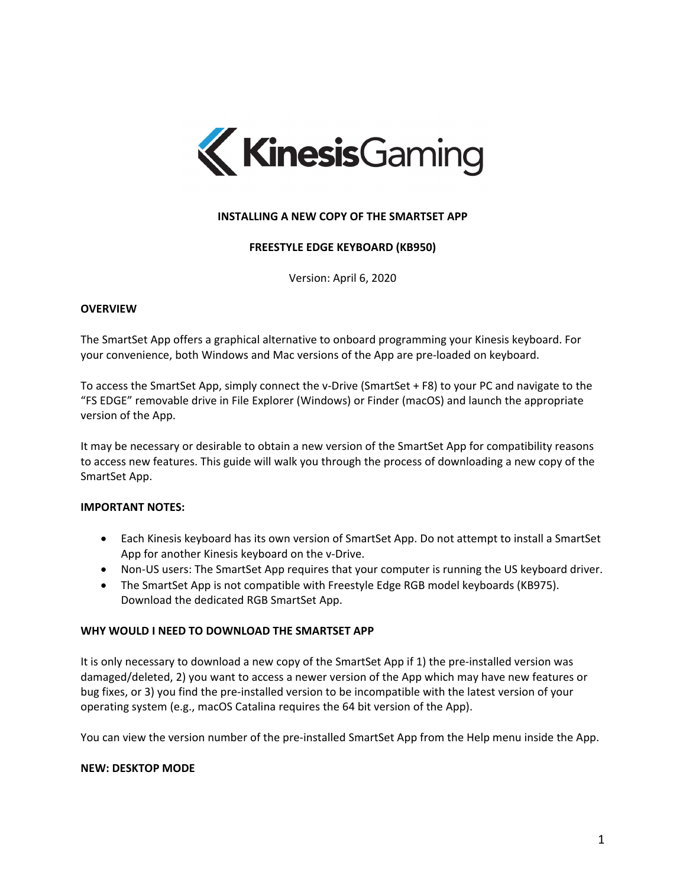KinesisGaming

**INSTALLING A NEW COPY OF THE SMARTSET APP**

**FREESTYLE EDGE KEYBOARD (KB950)**

Version: April 6, 2020

**OVERVIEW**

The SmartSet App offers a graphical alternative to onboard programming your Kinesis keyboard. For your convenience, both Windows and Mac versions of the App are pre-loaded on keyboard.

To access the SmartSet App, simply connect the v-Drive (SmartSet + F8) to your PC and navigate to the "FS EDGE" removable drive in File Explorer (Windows) or Finder (macOS) and launch the appropriate version of the App.

It may be necessary or desirable to obtain a new version of the SmartSet App for compatibility reasons to access new features. This guide will walk you through the process of downloading a new copy of the SmartSet App.

**IMPORTANT NOTES:**

- Each Kinesis keyboard has its own version of SmartSet App. Do not attempt to install a SmartSet App for another Kinesis keyboard on the v-Drive.
- Non-US users: The SmartSet App requires that your computer is running the US keyboard driver.
- The SmartSet App is not compatible with Freestyle Edge RGB model keyboards (KB975). Download the dedicated RGB SmartSet App.

**WHY WOULD I NEED TO DOWNLOAD THE SMARTSET APP**

It is only necessary to download a new copy of the SmartSet App if 1) the pre-installed version was damaged/deleted, 2) you want to access a newer version of the App which may have new features or bug fixes, or 3) you find the pre-installed version to be incompatible with the latest version of your operating system (e.g., macOS Catalina requires the 64 bit version of the App).

You can view the version number of the pre-installed SmartSet App from the Help menu inside the App.

**NEW: DESKTOP MODE**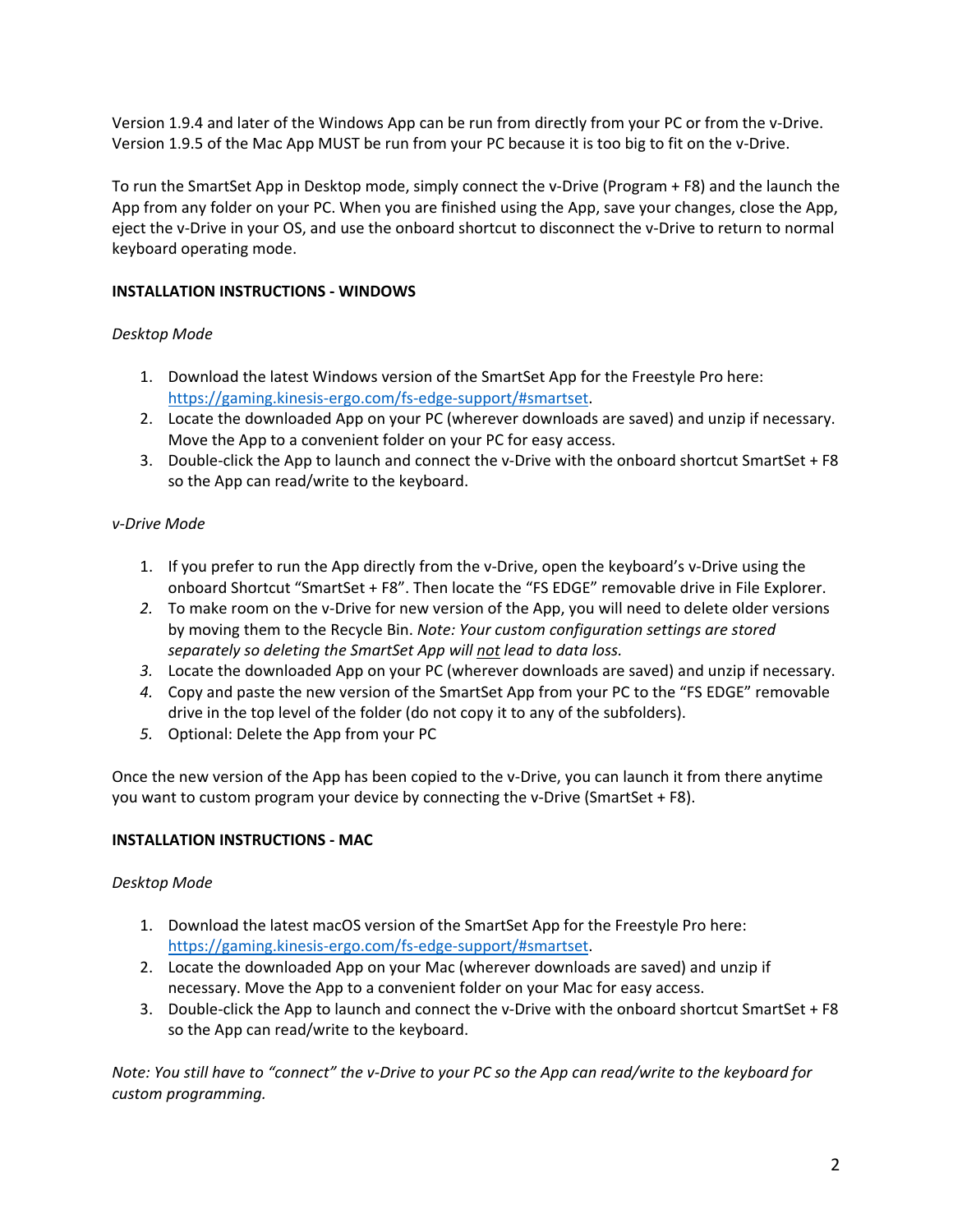Version 1.9.4 and later of the Windows App can be run from directly from your PC or from the v-Drive. Version 1.9.5 of the Mac App MUST be run from your PC because it is too big to fit on the v-Drive.

To run the SmartSet App in Desktop mode, simply connect the v-Drive (Program + F8) and the launch the App from any folder on your PC. When you are finished using the App, save your changes, close the App, eject the v-Drive in your OS, and use the onboard shortcut to disconnect the v-Drive to return to normal keyboard operating mode.

**INSTALLATION INSTRUCTIONS - WINDOWS**

*Desktop Mode*

1. Download the latest Windows version of the SmartSet App for the Freestyle Pro here: https://gaming.kinesis-ergo.com/fs-edge-support/#smartset.
2. Locate the downloaded App on your PC (wherever downloads are saved) and unzip if necessary. Move the App to a convenient folder on your PC for easy access.
3. Double-click the App to launch and connect the v-Drive with the onboard shortcut SmartSet + F8 so the App can read/write to the keyboard.

*v-Drive Mode*

1. If you prefer to run the App directly from the v-Drive, open the keyboard's v-Drive using the onboard Shortcut "SmartSet + F8". Then locate the "FS EDGE" removable drive in File Explorer.
2. To make room on the v-Drive for new version of the App, you will need to delete older versions by moving them to the Recycle Bin. *Note: Your custom configuration settings are stored separately so deleting the SmartSet App will not lead to data loss.*
3. Locate the downloaded App on your PC (wherever downloads are saved) and unzip if necessary.
4. Copy and paste the new version of the SmartSet App from your PC to the "FS EDGE" removable drive in the top level of the folder (do not copy it to any of the subfolders).
5. Optional: Delete the App from your PC

Once the new version of the App has been copied to the v-Drive, you can launch it from there anytime you want to custom program your device by connecting the v-Drive (SmartSet + F8).

**INSTALLATION INSTRUCTIONS - MAC**

*Desktop Mode*

1. Download the latest macOS version of the SmartSet App for the Freestyle Pro here: https://gaming.kinesis-ergo.com/fs-edge-support/#smartset.
2. Locate the downloaded App on your Mac (wherever downloads are saved) and unzip if necessary. Move the App to a convenient folder on your Mac for easy access.
3. Double-click the App to launch and connect the v-Drive with the onboard shortcut SmartSet + F8 so the App can read/write to the keyboard.

*Note: You still have to "connect" the v-Drive to your PC so the App can read/write to the keyboard for custom programming.*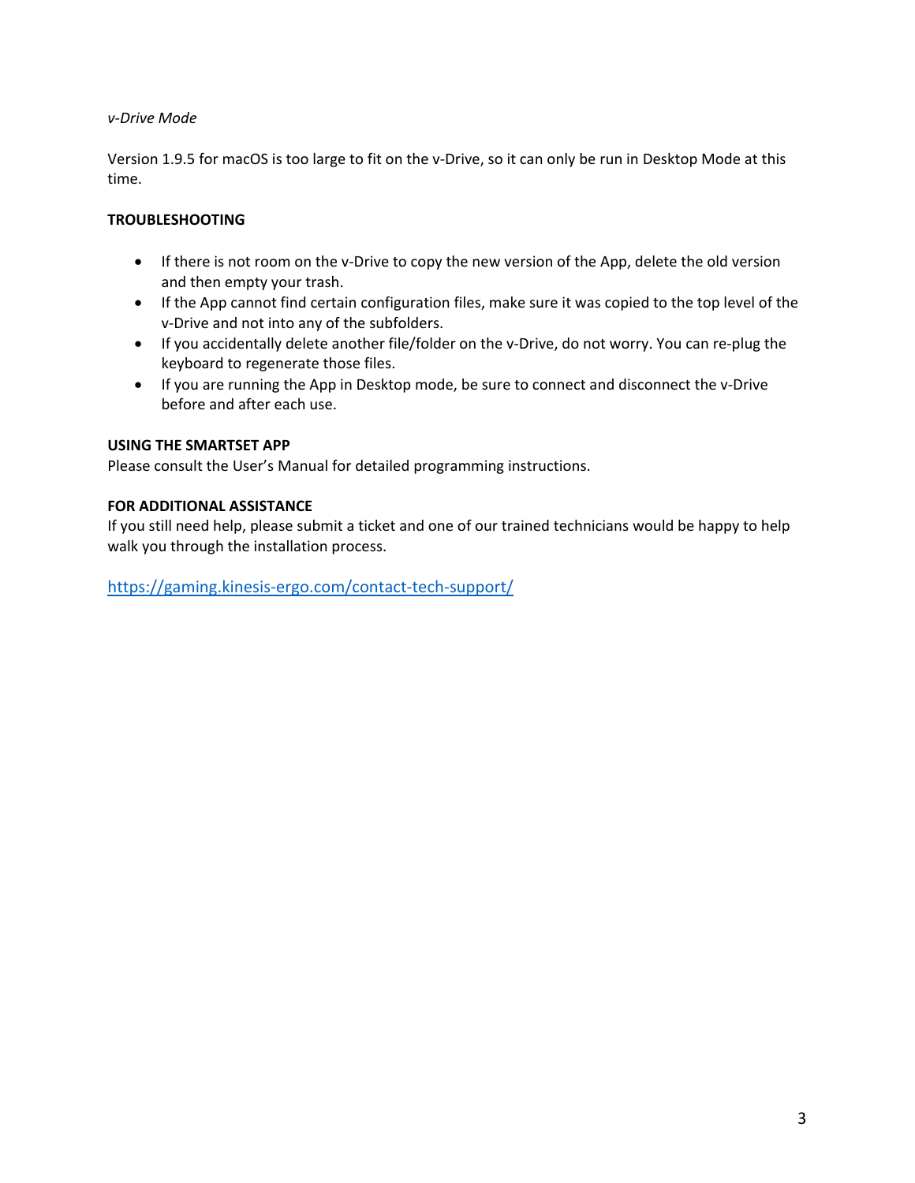*v-Drive Mode*

Version 1.9.5 for macOS is too large to fit on the v-Drive, so it can only be run in Desktop Mode at this time.

**TROUBLESHOOTING**

- If there is not room on the v-Drive to copy the new version of the App, delete the old version and then empty your trash.
- If the App cannot find certain configuration files, make sure it was copied to the top level of the v-Drive and not into any of the subfolders.
- If you accidentally delete another file/folder on the v-Drive, do not worry. You can re-plug the keyboard to regenerate those files.
- If you are running the App in Desktop mode, be sure to connect and disconnect the v-Drive before and after each use.

**USING THE SMARTSET APP**

Please consult the User's Manual for detailed programming instructions.

**FOR ADDITIONAL ASSISTANCE**

If you still need help, please submit a ticket and one of our trained technicians would be happy to help walk you through the installation process.

[https://gaming.kinesis-ergo.com/contact-tech-support/](https://gaming.kinesis-ergo.com/contact-tech-support/)